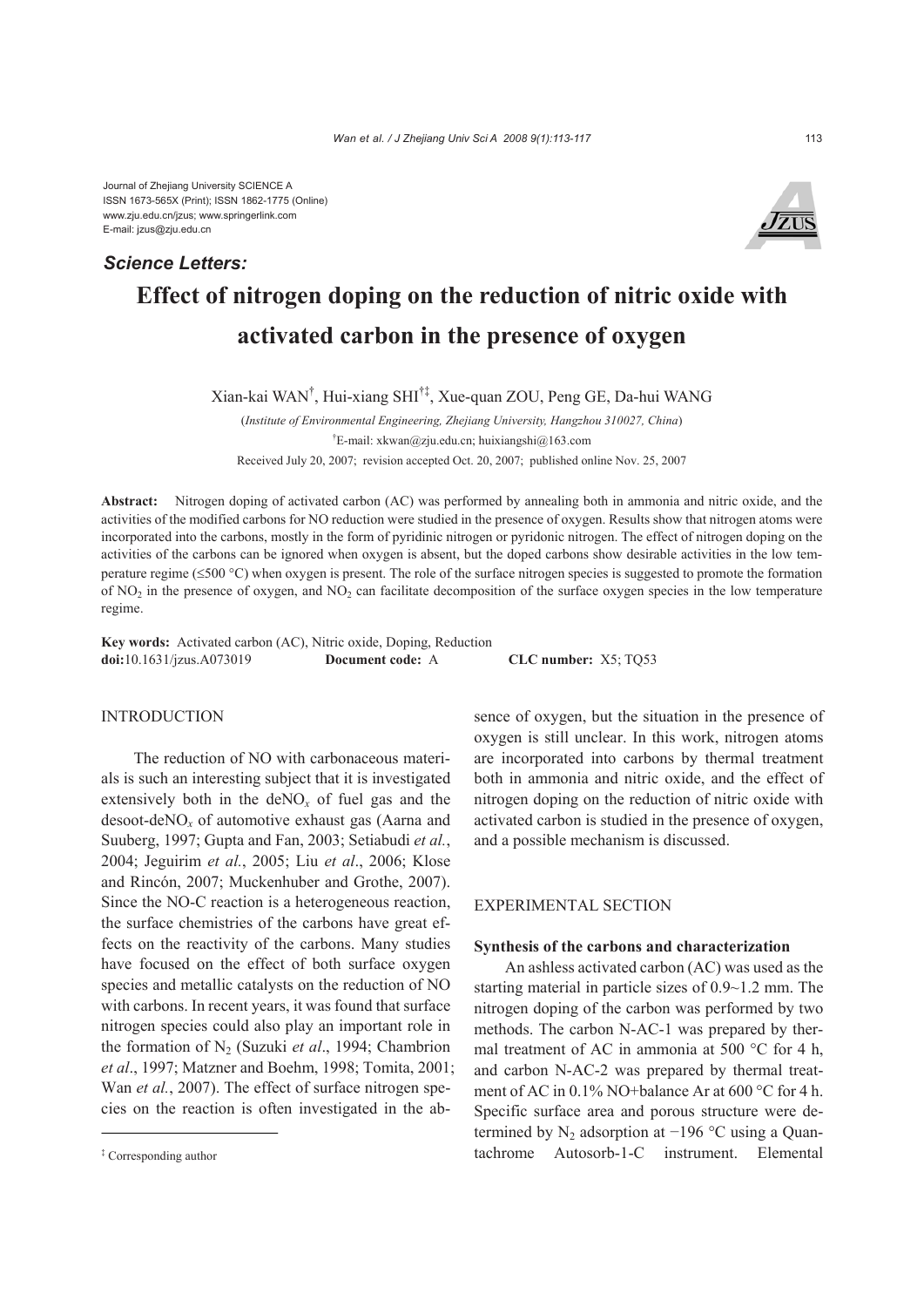Journal of Zhejiang University SCIENCE A
ISSN 1673-565X (Print); ISSN 1862-1775 (Online)
www.zju.edu.cn/jzus; www.springerlink.com
E-mail: jzus@zju.edu.cn

***Science Letters:***

# Effect of nitrogen doping on the reduction of nitric oxide with activated carbon in the presence of oxygen

Xian-kai WAN[†], Hui-xiang SHI[†‡], Xue-quan ZOU, Peng GE, Da-hui WANG

(*Institute of Environmental Engineering, Zhejiang University, Hangzhou 310027, China*)

[†]E-mail: xkwan@zju.edu.cn; huixiangshi@163.com

Received July 20, 2007; revision accepted Oct. 20, 2007; published online Nov. 25, 2007

**Abstract:** Nitrogen doping of activated carbon (AC) was performed by annealing both in ammonia and nitric oxide, and the activities of the modified carbons for NO reduction were studied in the presence of oxygen. Results show that nitrogen atoms were incorporated into the carbons, mostly in the form of pyridinic nitrogen or pyridonic nitrogen. The effect of nitrogen doping on the activities of the carbons can be ignored when oxygen is absent, but the doped carbons show desirable activities in the low temperature regime (≤500 °C) when oxygen is present. The role of the surface nitrogen species is suggested to promote the formation of $NO_2$ in the presence of oxygen, and $NO_2$ can facilitate decomposition of the surface oxygen species in the low temperature regime.

**Key words:** Activated carbon (AC), Nitric oxide, Doping, Reduction
**doi:**10.1631/jzus.A073019 **Document code:** A **CLC number:** X5; TQ53

## INTRODUCTION

The reduction of NO with carbonaceous materials is such an interesting subject that it is investigated extensively both in the de$NO_x$ of fuel gas and the desoot-de$NO_x$ of automotive exhaust gas (Aarna and Suuberg, 1997; Gupta and Fan, 2003; Setiabudi *et al.*, 2004; Jeguirim *et al.*, 2005; Liu *et al*., 2006; Klose and Rincón, 2007; Muckenhuber and Grothe, 2007). Since the NO-C reaction is a heterogeneous reaction, the surface chemistries of the carbons have great effects on the reactivity of the carbons. Many studies have focused on the effect of both surface oxygen species and metallic catalysts on the reduction of NO with carbons. In recent years, it was found that surface nitrogen species could also play an important role in the formation of $N_2$ (Suzuki *et al*., 1994; Chambrion *et al*., 1997; Matzner and Boehm, 1998; Tomita, 2001; Wan *et al.*, 2007). The effect of surface nitrogen species on the reaction is often investigated in the absence of oxygen, but the situation in the presence of oxygen is still unclear. In this work, nitrogen atoms are incorporated into carbons by thermal treatment both in ammonia and nitric oxide, and the effect of nitrogen doping on the reduction of nitric oxide with activated carbon is studied in the presence of oxygen, and a possible mechanism is discussed.

## EXPERIMENTAL SECTION

### Synthesis of the carbons and characterization

An ashless activated carbon (AC) was used as the starting material in particle sizes of 0.9~1.2 mm. The nitrogen doping of the carbon was performed by two methods. The carbon N-AC-1 was prepared by thermal treatment of AC in ammonia at 500 °C for 4 h, and carbon N-AC-2 was prepared by thermal treatment of AC in 0.1% NO+balance Ar at 600 °C for 4 h. Specific surface area and porous structure were determined by $N_2$ adsorption at −196 °C using a Quantachrome Autosorb-1-C instrument. Elemental

[‡] Corresponding author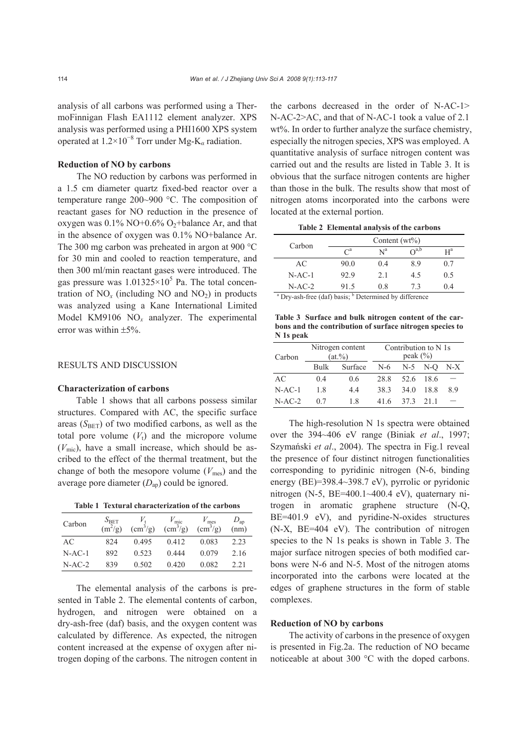analysis of all carbons was performed using a ThermoFinnigan Flash EA1112 element analyzer. XPS analysis was performed using a PHI1600 XPS system operated at $1.2\times10^{-8}$ Torr under Mg-K$_\alpha$ radiation.

### Reduction of NO by carbons

The NO reduction by carbons was performed in a 1.5 cm diameter quartz fixed-bed reactor over a temperature range 200~900 °C. The composition of reactant gases for NO reduction in the presence of oxygen was 0.1% NO+0.6% $O_2$+balance Ar, and that in the absence of oxygen was 0.1% NO+balance Ar. The 300 mg carbon was preheated in argon at 900 °C for 30 min and cooled to reaction temperature, and then 300 ml/min reactant gases were introduced. The gas pressure was $1.01325\times10^5$ Pa. The total concentration of $NO_x$ (including NO and $NO_2$) in products was analyzed using a Kane International Limited Model KM9106 $NO_x$ analyzer. The experimental error was within ±5%.

## RESULTS AND DISCUSSION

### Characterization of carbons

Table 1 shows that all carbons possess similar structures. Compared with AC, the specific surface areas ($S_{BET}$) of two modified carbons, as well as the total pore volume ($V_t$) and the micropore volume ($V_{mic}$), have a small increase, which should be ascribed to the effect of the thermal treatment, but the change of both the mesopore volume ($V_{mes}$) and the average pore diameter ($D_{ap}$) could be ignored.

**Table 1 Textural characterization of the carbons**

| Carbon | $S_{BET}$ ($m^2/g$) | $V_t$ ($cm^3/g$) | $V_{mic}$ ($cm^3/g$) | $V_{mes}$ ($cm^3/g$) | $D_{ap}$ (nm) |
|---|---|---|---|---|---|
| AC | 824 | 0.495 | 0.412 | 0.083 | 2.23 |
| N-AC-1 | 892 | 0.523 | 0.444 | 0.079 | 2.16 |
| N-AC-2 | 839 | 0.502 | 0.420 | 0.082 | 2.21 |

The elemental analysis of the carbons is presented in Table 2. The elemental contents of carbon, hydrogen, and nitrogen were obtained on a dry-ash-free (daf) basis, and the oxygen content was calculated by difference. As expected, the nitrogen content increased at the expense of oxygen after nitrogen doping of the carbons. The nitrogen content in the carbons decreased in the order of N-AC-1> N-AC-2>AC, and that of N-AC-1 took a value of 2.1 wt%. In order to further analyze the surface chemistry, especially the nitrogen species, XPS was employed. A quantitative analysis of surface nitrogen content was carried out and the results are listed in Table 3. It is obvious that the surface nitrogen contents are higher than those in the bulk. The results show that most of nitrogen atoms incorporated into the carbons were located at the external portion.

**Table 2 Elemental analysis of the carbons**

| Carbon | Content (wt%) | | | |
|---|---|---|---|---|
| | C[a] | N[a] | O[a,b] | H[a] |
| AC | 90.0 | 0.4 | 8.9 | 0.7 |
| N-AC-1 | 92.9 | 2.1 | 4.5 | 0.5 |
| N-AC-2 | 91.5 | 0.8 | 7.3 | 0.4 |

[a] Dry-ash-free (daf) basis; [b] Determined by difference

**Table 3 Surface and bulk nitrogen content of the carbons and the contribution of surface nitrogen species to N 1s peak**

| Carbon | Nitrogen content (at.%) | | Contribution to N 1s peak (%) | | | |
|---|---|---|---|---|---|---|
| | Bulk | Surface | N-6 | N-5 | N-Q | N-X |
| AC | 0.4 | 0.6 | 28.8 | 52.6 | 18.6 | — |
| N-AC-1 | 1.8 | 4.4 | 38.3 | 34.0 | 18.8 | 8.9 |
| N-AC-2 | 0.7 | 1.8 | 41.6 | 37.3 | 21.1 | — |

The high-resolution N 1s spectra were obtained over the 394~406 eV range (Biniak *et al*., 1997; Szymański *et al*., 2004). The spectra in Fig.1 reveal the presence of four distinct nitrogen functionalities corresponding to pyridinic nitrogen (N-6, binding energy (BE)=398.4~398.7 eV), pyrrolic or pyridonic nitrogen (N-5, BE=400.1~400.4 eV), quaternary nitrogen in aromatic graphene structure (N-Q, BE=401.9 eV), and pyridine-N-oxides structures (N-X, BE=404 eV). The contribution of nitrogen species to the N 1s peaks is shown in Table 3. The major surface nitrogen species of both modified carbons were N-6 and N-5. Most of the nitrogen atoms incorporated into the carbons were located at the edges of graphene structures in the form of stable complexes.

### Reduction of NO by carbons

The activity of carbons in the presence of oxygen is presented in Fig.2a. The reduction of NO became noticeable at about 300 °C with the doped carbons.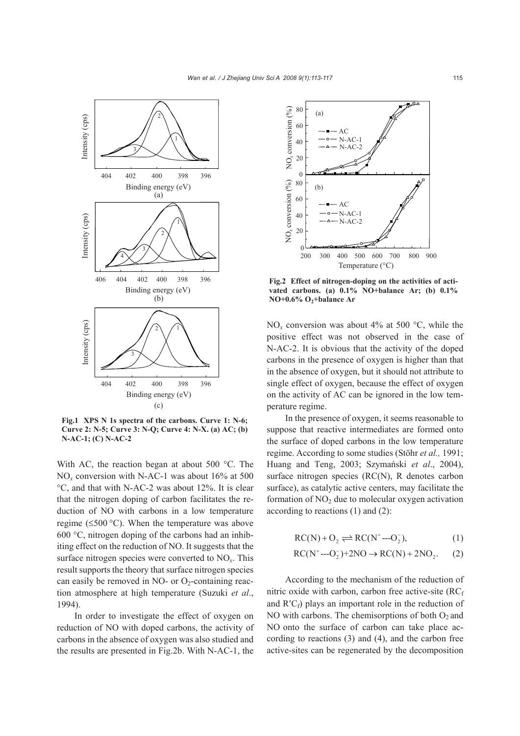Fig.1 XPS N 1s spectra of the carbons. Curve 1: N-6; Curve 2: N-5; Curve 3: N-Q; Curve 4: N-X. (a) AC; (b) N-AC-1; (C) N-AC-2

With AC, the reaction began at about 500 °C. The $NO_x$ conversion with N-AC-1 was about 16% at 500 °C, and that with N-AC-2 was about 12%. It is clear that the nitrogen doping of carbon facilitates the reduction of NO with carbons in a low temperature regime (≤500 °C). When the temperature was above 600 °C, nitrogen doping of the carbons had an inhibiting effect on the reduction of NO. It suggests that the surface nitrogen species were converted to $NO_x$. This result supports the theory that surface nitrogen species can easily be removed in NO- or $O_2$-containing reaction atmosphere at high temperature (Suzuki *et al*., 1994).

In order to investigate the effect of oxygen on reduction of NO with doped carbons, the activity of carbons in the absence of oxygen was also studied and the results are presented in Fig.2b. With N-AC-1, the

Fig.2 Effect of nitrogen-doping on the activities of activated carbons. (a) 0.1% NO+balance Ar; (b) 0.1% NO+0.6% $O_2$+balance Ar

$NO_x$ conversion was about 4% at 500 °C, while the positive effect was not observed in the case of N-AC-2. It is obvious that the activity of the doped carbons in the presence of oxygen is higher than that in the absence of oxygen, but it should not attribute to single effect of oxygen, because the effect of oxygen on the activity of AC can be ignored in the low temperature regime.

In the presence of oxygen, it seems reasonable to suppose that reactive intermediates are formed onto the surface of doped carbons in the low temperature regime. According to some studies (Stöhr *et al.,* 1991; Huang and Teng, 2003; Szymański *et al*., 2004), surface nitrogen species (RC(N), R denotes carbon surface), as catalytic active centers, may facilitate the formation of $NO_2$ due to molecular oxygen activation according to reactions (1) and (2):

$$\mathrm{RC(N)} + \mathrm{O_2} \rightleftharpoons \mathrm{RC(N^+\text{---}O_2^-)}, \quad (1)$$

$$\mathrm{RC(N^+\text{---}O_2^-)} + 2\mathrm{NO} \rightarrow \mathrm{RC(N)} + 2\mathrm{NO_2}. \quad (2)$$

According to the mechanism of the reduction of nitric oxide with carbon, carbon free active-site ($RC_f$ and $R'C_f$) plays an important role in the reduction of NO with carbons. The chemisorptions of both $O_2$ and NO onto the surface of carbon can take place according to reactions (3) and (4), and the carbon free active-sites can be regenerated by the decomposition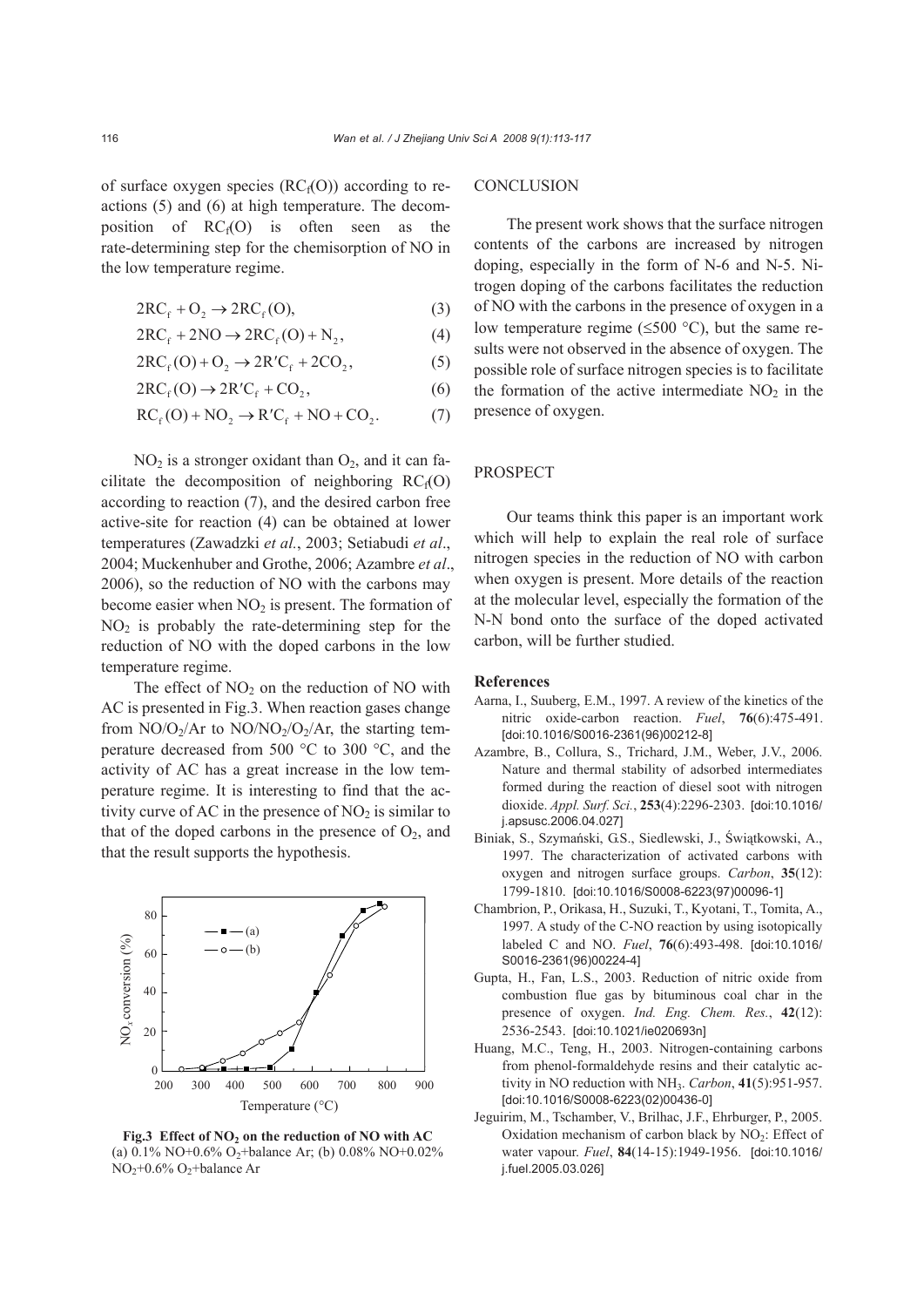of surface oxygen species ($RC_f(O)$) according to reactions (5) and (6) at high temperature. The decomposition of $RC_f(O)$ is often seen as the rate-determining step for the chemisorption of NO in the low temperature regime.

$$2RC_f + O_2 \rightarrow 2RC_f(O), \tag{3}$$

$$2RC_f + 2NO \rightarrow 2RC_f(O) + N_2, \tag{4}$$

$$2RC_f(O) + O_2 \rightarrow 2R'C_f + 2CO_2, \tag{5}$$

$$2RC_f(O) \rightarrow 2R'C_f + CO_2, \tag{6}$$

$$RC_f(O) + NO_2 \rightarrow R'C_f + NO + CO_2. \tag{7}$$

$NO_2$ is a stronger oxidant than $O_2$, and it can facilitate the decomposition of neighboring $RC_f(O)$ according to reaction (7), and the desired carbon free active-site for reaction (4) can be obtained at lower temperatures (Zawadzki *et al.*, 2003; Setiabudi *et al.*, 2004; Muckenhuber and Grothe, 2006; Azambre *et al.*, 2006), so the reduction of NO with the carbons may become easier when $NO_2$ is present. The formation of $NO_2$ is probably the rate-determining step for the reduction of NO with the doped carbons in the low temperature regime.

The effect of $NO_2$ on the reduction of NO with AC is presented in Fig.3. When reaction gases change from $NO/O_2/Ar$ to $NO/NO_2/O_2/Ar$, the starting temperature decreased from 500 °C to 300 °C, and the activity of AC has a great increase in the low temperature regime. It is interesting to find that the activity curve of AC in the presence of $NO_2$ is similar to that of the doped carbons in the presence of $O_2$, and that the result supports the hypothesis.

**Fig.3 Effect of $NO_2$ on the reduction of NO with AC**
(a) 0.1% NO+0.6% $O_2$+balance Ar; (b) 0.08% NO+0.02% $NO_2$+0.6% $O_2$+balance Ar

## CONCLUSION

The present work shows that the surface nitrogen contents of the carbons are increased by nitrogen doping, especially in the form of N-6 and N-5. Nitrogen doping of the carbons facilitates the reduction of NO with the carbons in the presence of oxygen in a low temperature regime (≤500 °C), but the same results were not observed in the absence of oxygen. The possible role of surface nitrogen species is to facilitate the formation of the active intermediate $NO_2$ in the presence of oxygen.

## PROSPECT

Our teams think this paper is an important work which will help to explain the real role of surface nitrogen species in the reduction of NO with carbon when oxygen is present. More details of the reaction at the molecular level, especially the formation of the N-N bond onto the surface of the doped activated carbon, will be further studied.

## References

Aarna, I., Suuberg, E.M., 1997. A review of the kinetics of the nitric oxide-carbon reaction. *Fuel*, **76**(6):475-491. [doi:10.1016/S0016-2361(96)00212-8]

Azambre, B., Collura, S., Trichard, J.M., Weber, J.V., 2006. Nature and thermal stability of adsorbed intermediates formed during the reaction of diesel soot with nitrogen dioxide. *Appl. Surf. Sci.*, **253**(4):2296-2303. [doi:10.1016/j.apsusc.2006.04.027]

Biniak, S., Szymański, G.S., Siedlewski, J., Świątkowski, A., 1997. The characterization of activated carbons with oxygen and nitrogen surface groups. *Carbon*, **35**(12): 1799-1810. [doi:10.1016/S0008-6223(97)00096-1]

Chambrion, P., Orikasa, H., Suzuki, T., Kyotani, T., Tomita, A., 1997. A study of the C-NO reaction by using isotopically labeled C and NO. *Fuel*, **76**(6):493-498. [doi:10.1016/S0016-2361(96)00224-4]

Gupta, H., Fan, L.S., 2003. Reduction of nitric oxide from combustion flue gas by bituminous coal char in the presence of oxygen. *Ind. Eng. Chem. Res.*, **42**(12): 2536-2543. [doi:10.1021/ie020693n]

Huang, M.C., Teng, H., 2003. Nitrogen-containing carbons from phenol-formaldehyde resins and their catalytic activity in NO reduction with $NH_3$. *Carbon*, **41**(5):951-957. [doi:10.1016/S0008-6223(02)00436-0]

Jeguirim, M., Tschamber, V., Brilhac, J.F., Ehrburger, P., 2005. Oxidation mechanism of carbon black by $NO_2$: Effect of water vapour. *Fuel*, **84**(14-15):1949-1956. [doi:10.1016/j.fuel.2005.03.026]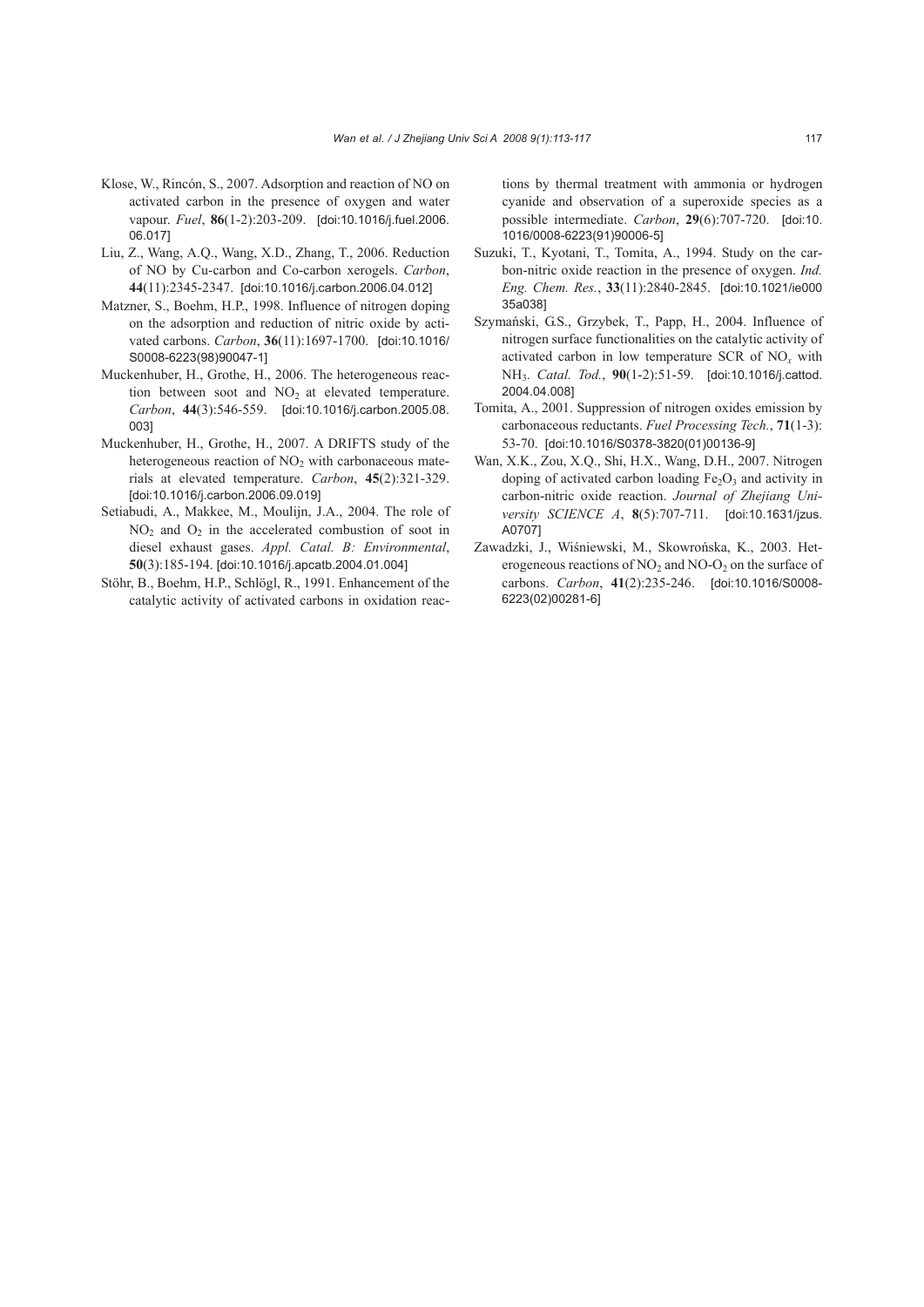Klose, W., Rincón, S., 2007. Adsorption and reaction of NO on activated carbon in the presence of oxygen and water vapour. *Fuel*, **86**(1-2):203-209. [doi:10.1016/j.fuel.2006.06.017]

Liu, Z., Wang, A.Q., Wang, X.D., Zhang, T., 2006. Reduction of NO by Cu-carbon and Co-carbon xerogels. *Carbon*, **44**(11):2345-2347. [doi:10.1016/j.carbon.2006.04.012]

Matzner, S., Boehm, H.P., 1998. Influence of nitrogen doping on the adsorption and reduction of nitric oxide by activated carbons. *Carbon*, **36**(11):1697-1700. [doi:10.1016/S0008-6223(98)90047-1]

Muckenhuber, H., Grothe, H., 2006. The heterogeneous reaction between soot and $NO_2$ at elevated temperature. *Carbon*, **44**(3):546-559. [doi:10.1016/j.carbon.2005.08.003]

Muckenhuber, H., Grothe, H., 2007. A DRIFTS study of the heterogeneous reaction of $NO_2$ with carbonaceous materials at elevated temperature. *Carbon*, **45**(2):321-329. [doi:10.1016/j.carbon.2006.09.019]

Setiabudi, A., Makkee, M., Moulijn, J.A., 2004. The role of $NO_2$ and $O_2$ in the accelerated combustion of soot in diesel exhaust gases. *Appl. Catal. B: Environmental*, **50**(3):185-194. [doi:10.1016/j.apcatb.2004.01.004]

Stöhr, B., Boehm, H.P., Schlögl, R., 1991. Enhancement of the catalytic activity of activated carbons in oxidation reactions by thermal treatment with ammonia or hydrogen cyanide and observation of a superoxide species as a possible intermediate. *Carbon*, **29**(6):707-720. [doi:10.1016/0008-6223(91)90006-5]

Suzuki, T., Kyotani, T., Tomita, A., 1994. Study on the carbon-nitric oxide reaction in the presence of oxygen. *Ind. Eng. Chem. Res.*, **33**(11):2840-2845. [doi:10.1021/ie00035a038]

Szymański, G.S., Grzybek, T., Papp, H., 2004. Influence of nitrogen surface functionalities on the catalytic activity of activated carbon in low temperature SCR of $NO_x$ with $NH_3$. *Catal. Tod.*, **90**(1-2):51-59. [doi:10.1016/j.cattod.2004.04.008]

Tomita, A., 2001. Suppression of nitrogen oxides emission by carbonaceous reductants. *Fuel Processing Tech.*, **71**(1-3):53-70. [doi:10.1016/S0378-3820(01)00136-9]

Wan, X.K., Zou, X.Q., Shi, H.X., Wang, D.H., 2007. Nitrogen doping of activated carbon loading $Fe_2O_3$ and activity in carbon-nitric oxide reaction. *Journal of Zhejiang University SCIENCE A*, **8**(5):707-711. [doi:10.1631/jzus.A0707]

Zawadzki, J., Wiśniewski, M., Skowrońska, K., 2003. Heterogeneous reactions of $NO_2$ and $NO\text{-}O_2$ on the surface of carbons. *Carbon*, **41**(2):235-246. [doi:10.1016/S0008-6223(02)00281-6]